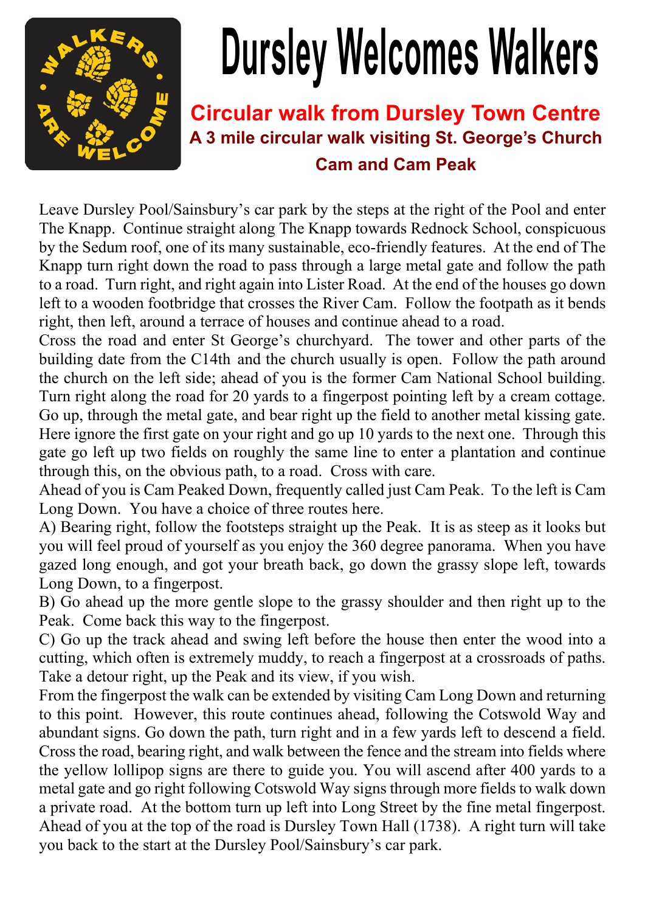# Dursley Welcomes Walkers

## Circular walk from Dursley Town Centre

### A 3 mile circular walk visiting St. George's Church Cam and Cam Peak

Leave Dursley Pool/Sainsbury's car park by the steps at the right of the Pool and enter The Knapp. Continue straight along The Knapp towards Rednock School, conspicuous by the Sedum roof, one of its many sustainable, eco-friendly features. At the end of The Knapp turn right down the road to pass through a large metal gate and follow the path to a road. Turn right, and right again into Lister Road. At the end of the houses go down left to a wooden footbridge that crosses the River Cam. Follow the footpath as it bends right, then left, around a terrace of houses and continue ahead to a road.

Cross the road and enter St George's churchyard. The tower and other parts of the building date from the C14th and the church usually is open. Follow the path around the church on the left side; ahead of you is the former Cam National School building. Turn right along the road for 20 yards to a fingerpost pointing left by a cream cottage. Go up, through the metal gate, and bear right up the field to another metal kissing gate. Here ignore the first gate on your right and go up 10 yards to the next one. Through this gate go left up two fields on roughly the same line to enter a plantation and continue through this, on the obvious path, to a road. Cross with care.

Ahead of you is Cam Peaked Down, frequently called just Cam Peak. To the left is Cam Long Down. You have a choice of three routes here.

A) Bearing right, follow the footsteps straight up the Peak. It is as steep as it looks but you will feel proud of yourself as you enjoy the 360 degree panorama. When you have gazed long enough, and got your breath back, go down the grassy slope left, towards Long Down, to a fingerpost.

B) Go ahead up the more gentle slope to the grassy shoulder and then right up to the Peak. Come back this way to the fingerpost.

C) Go up the track ahead and swing left before the house then enter the wood into a cutting, which often is extremely muddy, to reach a fingerpost at a crossroads of paths. Take a detour right, up the Peak and its view, if you wish.

From the fingerpost the walk can be extended by visiting Cam Long Down and returning to this point. However, this route continues ahead, following the Cotswold Way and abundant signs. Go down the path, turn right and in a few yards left to descend a field. Cross the road, bearing right, and walk between the fence and the stream into fields where the yellow lollipop signs are there to guide you. You will ascend after 400 yards to a metal gate and go right following Cotswold Way signs through more fields to walk down a private road. At the bottom turn up left into Long Street by the fine metal fingerpost. Ahead of you at the top of the road is Dursley Town Hall (1738). A right turn will take you back to the start at the Dursley Pool/Sainsbury's car park.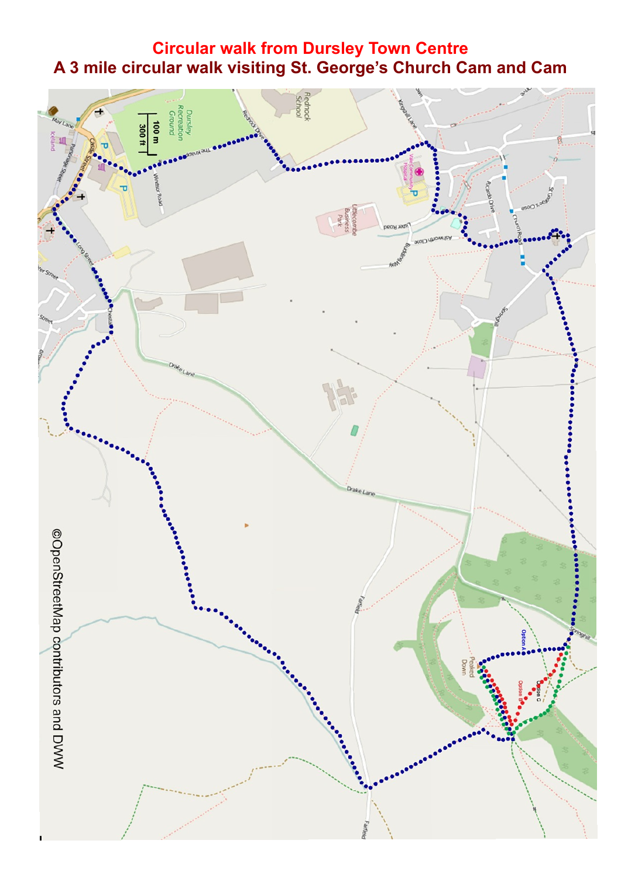# Circular walk from Dursley Town Centre

## A 3 mile circular walk visiting St. George's Church Cam and Cam

100 m
300 ft

Dursley Recreation Ground
Redrock School
Vale Community Hospital
Littlecombe Business Park
Kingshill Lane
Castle Street
Parsonage Street
May Lane
Long Street
Drake Lane
Fairfield
Springhill
Church Road
Ricardo Drive
St George's Close
Ashworth Close
Lister Road
Budding Way
Windsor Road
Peaked Down
Option A
Option B
Option C

©OpenStreetMap contributors and DWW